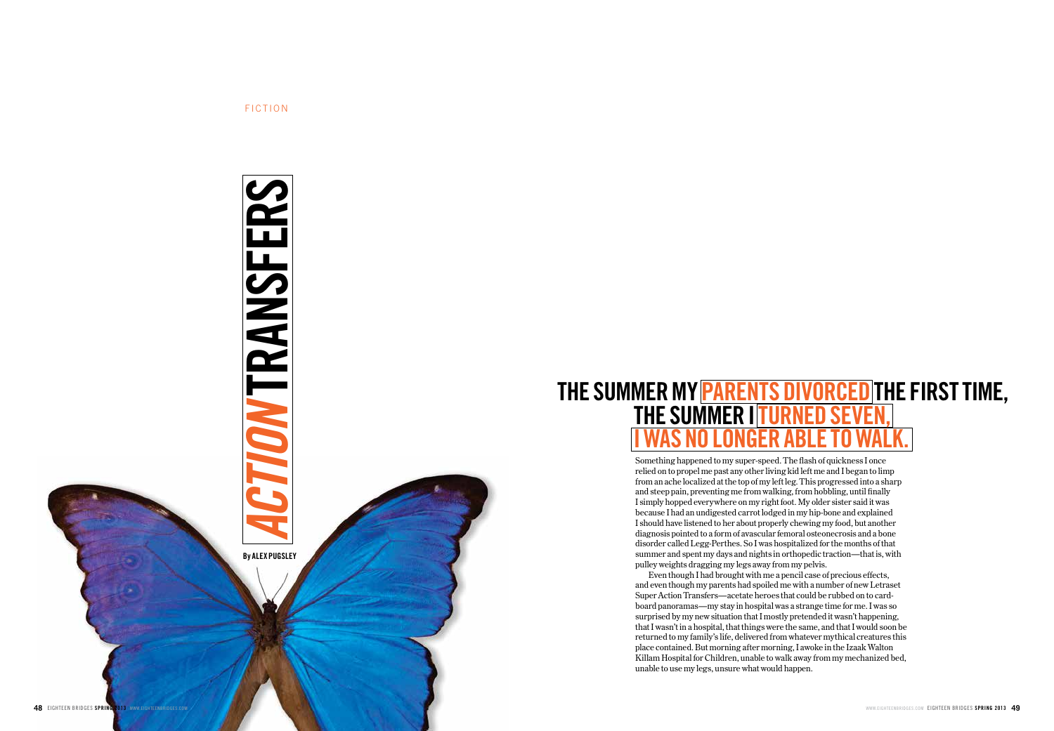FICTION

# ACTION TRANSFERS

By ALEX PUGSLEY

## THE SUMMER MY PARENTS DIVORCED THE FIRST TIME, THE SUMMER I TURNED SEVEN, I WAS NO LONGER ABLE TO WALK.

Something happened to my super-speed. The flash of quickness I once relied on to propel me past any other living kid left me and I began to limp from an ache localized at the top of my left leg. This progressed into a sharp and steep pain, preventing me from walking, from hobbling, until finally I simply hopped everywhere on my right foot. My older sister said it was because I had an undigested carrot lodged in my hip-bone and explained I should have listened to her about properly chewing my food, but another diagnosis pointed to a form of avascular femoral osteonecrosis and a bone disorder called Legg-Perthes. So I was hospitalized for the months of that summer and spent my days and nights in orthopedic traction—that is, with pulley weights dragging my legs away from my pelvis.

Even though I had brought with me a pencil case of precious effects, and even though my parents had spoiled me with a number of new Letraset Super Action Transfers—acetate heroes that could be rubbed on to cardboard panoramas—my stay in hospital was a strange time for me. I was so surprised by my new situation that I mostly pretended it wasn't happening, that I wasn't in a hospital, that things were the same, and that I would soon be returned to my family's life, delivered from whatever mythical creatures this place contained. But morning after morning, I awoke in the Izaak Walton Killam Hospital for Children, unable to walk away from my mechanized bed, unable to use my legs, unsure what would happen.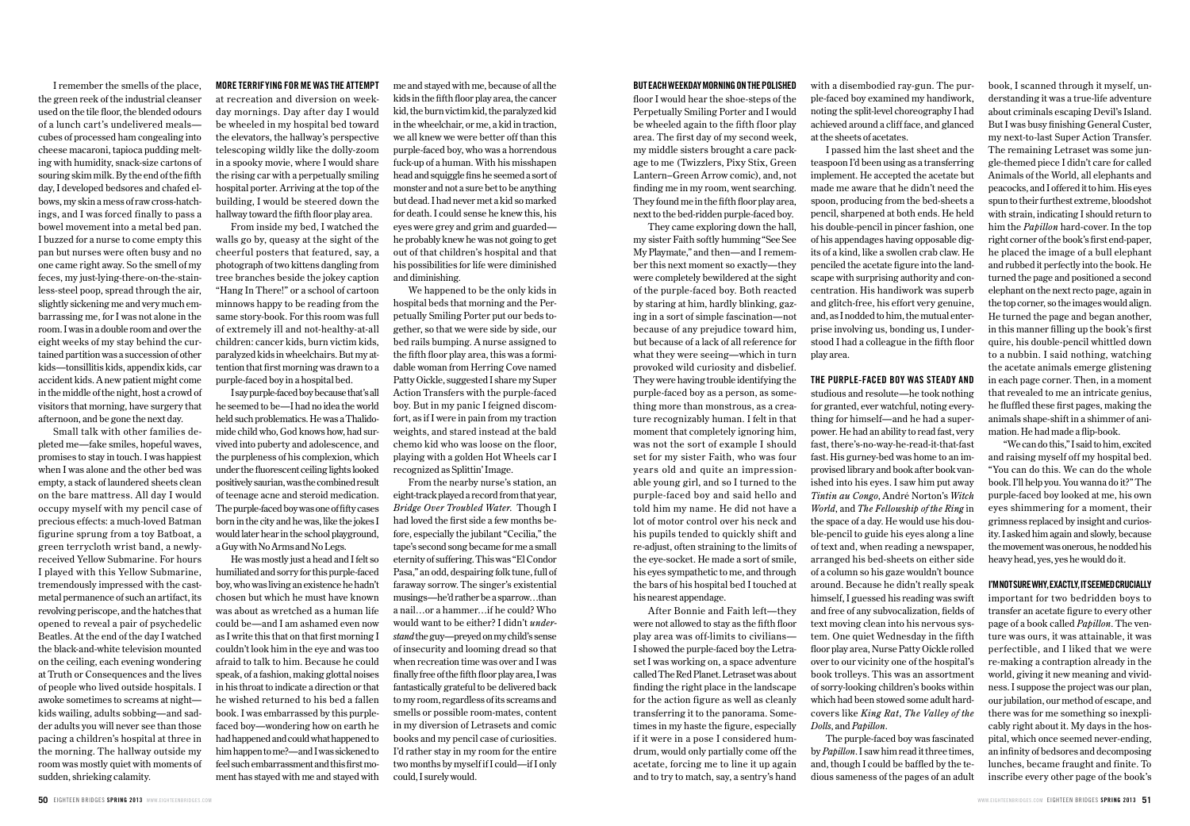I remember the smells of the place, the green reek of the industrial cleanser used on the tile floor, the blended odours of a lunch cart's undelivered meals—cubes of processed ham congealing into cheese macaroni, tapioca pudding melting with humidity, snack-size cartons of souring skim milk. By the end of the fifth day, I developed bedsores and chafed elbows, my skin a mess of raw cross-hatchings, and I was forced finally to pass a bowel movement into a metal bed pan. I buzzed for a nurse to come empty this pan but nurses were often busy and no one came right away. So the smell of my feces, my just-lying-there-on-the-stainless-steel poop, spread through the air, slightly sickening me and very much embarrassing me, for I was not alone in the room. I was in a double room and over the eight weeks of my stay behind the curtained partition was a succession of other kids—tonsillitis kids, appendix kids, car accident kids. A new patient might come in the middle of the night, host a crowd of visitors that morning, have surgery that afternoon, and be gone the next day.

Small talk with other families depleted me—fake smiles, hopeful waves, promises to stay in touch. I was happiest when I was alone and the other bed was empty, a stack of laundered sheets clean on the bare mattress. All day I would occupy myself with my pencil case of precious effects: a much-loved Batman figurine sprung from a toy Batboat, a green terrycloth wrist band, a newly-received Yellow Submarine. For hours I played with this Yellow Submarine, tremendously impressed with the cast-metal permanence of such an artifact, its revolving periscope, and the hatches that opened to reveal a pair of psychedelic Beatles. At the end of the day I watched the black-and-white television mounted on the ceiling, each evening wondering at Truth or Consequences and the lives of people who lived outside hospitals. I awoke sometimes to screams at night—kids wailing, adults sobbing—and sadder adults you will never see than those pacing a children's hospital at three in the morning. The hallway outside my room was mostly quiet with moments of sudden, shrieking calamity.

**MORE TERRIFYING FOR ME WAS THE ATTEMPT** at recreation and diversion on weekday mornings. Day after day I would be wheeled in my hospital bed toward the elevators, the hallway's perspective telescoping wildly like the dolly-zoom in a spooky movie, where I would share the rising car with a perpetually smiling hospital porter. Arriving at the top of the building, I would be steered down the hallway toward the fifth floor play area.

From inside my bed, I watched the walls go by, queasy at the sight of the cheerful posters that featured, say, a photograph of two kittens dangling from tree branches beside the jokey caption "Hang In There!" or a school of cartoon minnows happy to be reading from the same story-book. For this room was full of extremely ill and not-healthy-at-all children: cancer kids, burn victim kids, paralyzed kids in wheelchairs. But my attention that first morning was drawn to a purple-faced boy in a hospital bed.

I say purple-faced boy because that's all he seemed to be—I had no idea the world held such problematics. He was a Thalidomide child who, God knows how, had survived into puberty and adolescence, and the purpleness of his complexion, which under the fluorescent ceiling lights looked positively saurian, was the combined result of teenage acne and steroid medication. The purple-faced boy was one of fifty cases born in the city and he was, like the jokes I would later hear in the school playground, a Guy with No Arms and No Legs.

He was mostly just a head and I felt so humiliated and sorry for this purple-faced boy, who was living an existence he hadn't chosen but which he must have known was about as wretched as a human life could be—and I am ashamed even now as I write this that on that first morning I couldn't look him in the eye and was too afraid to talk to him. Because he could speak, of a fashion, making glottal noises in his throat to indicate a direction or that he wished returned to his bed a fallen book. I was embarrassed by this purple-faced boy—wondering how on earth he had happened and could what happened to him happen to me?—and I was sickened to feel such embarrassment and this first moment has stayed with me and stayed with me and stayed with me, because of all the kids in the fifth floor play area, the cancer kid, the burn victim kid, the paralyzed kid in the wheelchair, or me, a kid in traction, we all knew we were better off than this purple-faced boy, who was a horrendous fuck-up of a human. With his misshapen head and squiggle fins he seemed a sort of monster and not a sure bet to be anything but dead. I had never met a kid so marked for death. I could sense he knew this, his eyes were grey and grim and guarded—he probably knew he was not going to get out of that children's hospital and that his possibilities for life were diminished and diminishing.

We happened to be the only kids in hospital beds that morning and the Perpetually Smiling Porter put our beds together, so that we were side by side, our bed rails bumping. A nurse assigned to the fifth floor play area, this was a formidable woman from Herring Cove named Patty Oickle, suggested I share my Super Action Transfers with the purple-faced boy. But in my panic I feigned discomfort, as if I were in pain from my traction weights, and stared instead at the bald chemo kid who was loose on the floor, playing with a golden Hot Wheels car I recognized as Splittin' Image.

From the nearby nurse's station, an eight-track played a record from that year, *Bridge Over Troubled Water*. Though I had loved the first side a few months before, especially the jubilant "Cecilia," the tape's second song became for me a small eternity of suffering. This was "El Condor Pasa," an odd, despairing folk tune, full of faraway sorrow. The singer's existential musings—he'd rather be a sparrow…than a nail…or a hammer…if he could? Who would want to be either? I didn't *understand* the guy—preyed on my child's sense of insecurity and looming dread so that when recreation time was over and I was finally free of the fifth floor play area, I was fantastically grateful to be delivered back to my room, regardless of its screams and smells or possible room-mates, content in my diversion of Letrasets and comic books and my pencil case of curiosities. I'd rather stay in my room for the entire two months by myself if I could—if I only could, I surely would.

**BUT EACH WEEKDAY MORNING ON THE POLISHED** floor I would hear the shoe-steps of the Perpetually Smiling Porter and I would be wheeled again to the fifth floor play area. The first day of my second week, my middle sisters brought a care package to me (Twizzlers, Pixy Stix, Green Lantern–Green Arrow comic), and, not finding me in my room, went searching. They found me in the fifth floor play area, next to the bed-ridden purple-faced boy.

They came exploring down the hall, my sister Faith softly humming "See See My Playmate," and then—and I remember this next moment so exactly—they were completely bewildered at the sight of the purple-faced boy. Both reacted by staring at him, hardly blinking, gazing in a sort of simple fascination—not because of any prejudice toward him, but because of a lack of all reference for what they were seeing—which in turn provoked wild curiosity and disbelief. They were having trouble identifying the purple-faced boy as a person, as something more than monstrous, as a creature recognizably human. I felt in that moment that completely ignoring him, was not the sort of example I should set for my sister Faith, who was four years old and quite an impressionable young girl, and so I turned to the purple-faced boy and said hello and told him my name. He did not have a lot of motor control over his neck and his pupils tended to quickly shift and re-adjust, often straining to the limits of the eye-socket. He made a sort of smile, his eyes sympathetic to me, and through the bars of his hospital bed I touched at his nearest appendage.

After Bonnie and Faith left—they were not allowed to stay as the fifth floor play area was off-limits to civilians—I showed the purple-faced boy the Letraset I was working on, a space adventure called The Red Planet. Letraset was about finding the right place in the landscape for the action figure as well as cleanly transferring it to the panorama. Sometimes in my haste the figure, especially if it were in a pose I considered humdrum, would only partially come off the acetate, forcing me to line it up again and to try to match, say, a sentry's hand with a disembodied ray-gun. The purple-faced boy examined my handiwork, noting the split-level choreography I had achieved around a cliff face, and glanced at the sheets of acetates.

I passed him the last sheet and the teaspoon I'd been using as a transferring implement. He accepted the acetate but made me aware that he didn't need the spoon, producing from the bed-sheets a pencil, sharpened at both ends. He held his double-pencil in pincer fashion, one of his appendages having opposable digits of a kind, like a swollen crab claw. He penciled the acetate figure into the landscape with surprising authority and concentration. His handiwork was superb and glitch-free, his effort very genuine, and, as I nodded to him, the mutual enterprise involving us, bonding us, I understood I had a colleague in the fifth floor play area.

**THE PURPLE-FACED BOY WAS STEADY AND** studious and resolute—he took nothing for granted, ever watchful, noting everything for himself—and he had a superpower. He had an ability to read fast, very fast, there's-no-way-he-read-it-that-fast fast. His gurney-bed was home to an improvised library and book after book vanished into his eyes. I saw him put away *Tintin au Congo*, André Norton's *Witch World*, and *The Fellowship of the Ring* in the space of a day. He would use his double-pencil to guide his eyes along a line of text and, when reading a newspaper, arranged his bed-sheets on either side of a column so his gaze wouldn't bounce around. Because he didn't really speak himself, I guessed his reading was swift and free of any subvocalization, fields of text moving clean into his nervous system. One quiet Wednesday in the fifth floor play area, Nurse Patty Oickle rolled over to our vicinity one of the hospital's book trolleys. This was an assortment of sorry-looking children's books within which had been stowed some adult hardcovers like *King Rat*, *The Valley of the Dolls*, and *Papillon*.

The purple-faced boy was fascinated by *Papillon*. I saw him read it three times, and, though I could be baffled by the tedious sameness of the pages of an adult book, I scanned through it myself, understanding it was a true-life adventure about criminals escaping Devil's Island. But I was busy finishing General Custer, my next-to-last Super Action Transfer. The remaining Letraset was some jungle-themed piece I didn't care for called Animals of the World, all elephants and peacocks, and I offered it to him. His eyes spun to their furthest extreme, bloodshot with strain, indicating I should return to him the *Papillon* hard-cover. In the top right corner of the book's first end-paper, he placed the image of a bull elephant and rubbed it perfectly into the book. He turned the page and positioned a second elephant on the next recto page, again in the top corner, so the images would align. He turned the page and began another, in this manner filling up the book's first quire, his double-pencil whittled down to a nubbin. I said nothing, watching the acetate animals emerge glistening in each page corner. Then, in a moment that revealed to me an intricate genius, he fluffled these first pages, making the animals shape-shift in a shimmer of animation. He had made a flip-book.

"We can do this," I said to him, excited and raising myself off my hospital bed. "You can do this. We can do the whole book. I'll help you. You wanna do it?" The purple-faced boy looked at me, his own eyes shimmering for a moment, their grimness replaced by insight and curiosity. I asked him again and slowly, because the movement was onerous, he nodded his heavy head, yes, yes he would do it.

**I'M NOT SURE WHY, EXACTLY, IT SEEMED CRUCIALLY** important for two bedridden boys to transfer an acetate figure to every other page of a book called *Papillon*. The venture was ours, it was attainable, it was perfectible, and I liked that we were re-making a contraption already in the world, giving it new meaning and vividness. I suppose the project was our plan, our jubilation, our method of escape, and there was for me something so inexplicably right about it. My days in the hospital, which once seemed never-ending, an infinity of bedsores and decomposing lunches, became fraught and finite. To inscribe every other page of the book's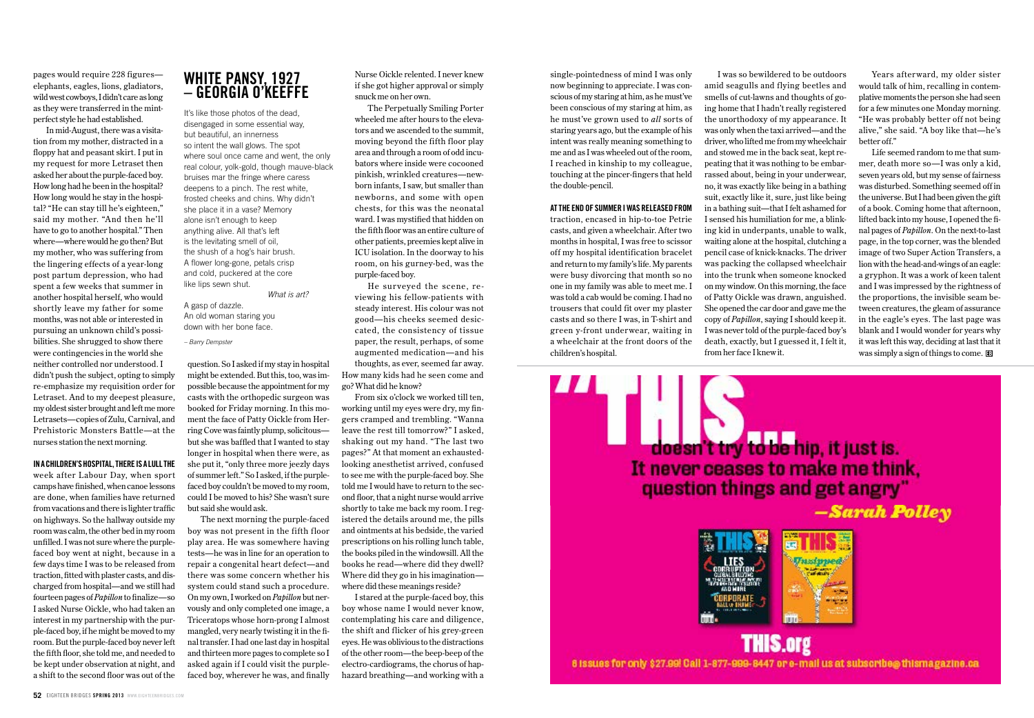pages would require 228 figures—elephants, eagles, lions, gladiators, wild west cowboys, I didn't care as long as they were transferred in the mint-perfect style he had established.

In mid-August, there was a visitation from my mother, distracted in a floppy hat and peasant skirt. I put in my request for more Letraset then asked her about the purple-faced boy. How long had he been in the hospital? How long would he stay in the hospital? "He can stay till he's eighteen," said my mother. "And then he'll have to go to another hospital." Then where—where would he go then? But my mother, who was suffering from the lingering effects of a year-long post partum depression, who had spent a few weeks that summer in another hospital herself, who would shortly leave my father for some months, was not able or interested in pursuing an unknown child's possibilities. She shrugged to show there were contingencies in the world she neither controlled nor understood. I didn't push the subject, opting to simply re-emphasize my requisition order for Letraset. And to my deepest pleasure, my oldest sister brought and left me more Letrasets—copies of Zulu, Carnival, and Prehistoric Monsters Battle—at the nurses station the next morning.

**IN A CHILDREN'S HOSPITAL, THERE IS A LULL THE** week after Labour Day, when sport camps have finished, when canoe lessons are done, when families have returned from vacations and there is lighter traffic on highways. So the hallway outside my room was calm, the other bed in my room unfilled. I was not sure where the purple-faced boy went at night, because in a few days time I was to be released from traction, fitted with plaster casts, and discharged from hospital—and we still had fourteen pages of *Papillon* to finalize—so I asked Nurse Oickle, who had taken an interest in my partnership with the purple-faced boy, if he might be moved to my room. But the purple-faced boy never left the fifth floor, she told me, and needed to be kept under observation at night, and a shift to the second floor was out of the question. So I asked if my stay in hospital might be extended. But this, too, was impossible because the appointment for my casts with the orthopedic surgeon was booked for Friday morning. In this moment the face of Patty Oickle from Herring Cove was faintly plump, solicitous—but she was baffled that I wanted to stay longer in hospital when there were, as she put it, "only three more jeezly days of summer left." So I asked, if the purple-faced boy couldn't be moved to my room, could I be moved to his? She wasn't sure but said she would ask.

The next morning the purple-faced boy was not present in the fifth floor play area. He was somewhere having tests—he was in line for an operation to repair a congenital heart defect—and there was some concern whether his system could stand such a procedure. On my own, I worked on *Papillon* but nervously and only completed one image, a Triceratops whose horn-prong I almost mangled, very nearly twisting it in the final transfer. I had one last day in hospital and thirteen more pages to complete so I asked again if I could visit the purple-faced boy, wherever he was, and finally Nurse Oickle relented. I never knew if she got higher approval or simply snuck me on her own.

The Perpetually Smiling Porter wheeled me after hours to the elevators and we ascended to the summit, moving beyond the fifth floor play area and through a room of odd incubators where inside were cocooned pinkish, wrinkled creatures—newborn infants, I saw, but smaller than newborns, and some with open chests, for this was the neonatal ward. I was mystified that hidden on the fifth floor was an entire culture of other patients, preemies kept alive in ICU isolation. In the doorway to his room, on his gurney-bed, was the purple-faced boy.

He surveyed the scene, reviewing his fellow-patients with steady interest. His colour was not good—his cheeks seemed desiccated, the consistency of tissue paper, the result, perhaps, of some augmented medication—and his thoughts, as ever, seemed far away. How many kids had he seen come and go? What did he know?

From six o'clock we worked till ten, working until my eyes were dry, my fingers cramped and trembling. "Wanna leave the rest till tomorrow?" I asked, shaking out my hand. "The last two pages?" At that moment an exhausted-looking anesthetist arrived, confused to see me with the purple-faced boy. She told me I would have to return to the second floor, that a night nurse would arrive shortly to take me back my room. I registered the details around me, the pills and ointments at his bedside, the varied prescriptions on his rolling lunch table, the books piled in the windowsill. All the books he read—where did they dwell? Where did they go in his imagination—where did these meanings reside?

I stared at the purple-faced boy, this boy whose name I would never know, contemplating his care and diligence, the shift and flicker of his grey-green eyes. He was oblivious to the distractions of the other room—the beep-beep of the electro-cardiograms, the chorus of haphazard breathing—and working with a single-pointedness of mind I was only now beginning to appreciate. I was conscious of my staring at him, as he must've been conscious of my staring at him, as he must've grown used to *all* sorts of staring years ago, but the example of his intent was really meaning something to me and as I was wheeled out of the room, I reached in kinship to my colleague, touching at the pincer-fingers that held the double-pencil.

**AT THE END OF SUMMER I WAS RELEASED FROM** traction, encased in hip-to-toe Petrie casts, and given a wheelchair. After two months in hospital, I was free to scissor off my hospital identification bracelet and return to my family's life. My parents were busy divorcing that month so no one in my family was able to meet me. I was told a cab would be coming. I had no trousers that could fit over my plaster casts and so there I was, in T-shirt and green y-front underwear, waiting in a wheelchair at the front doors of the children's hospital.

I was so bewildered to be outdoors amid seagulls and flying beetles and smells of cut-lawns and thoughts of going home that I hadn't really registered the unorthodoxy of my appearance. It was only when the taxi arrived—and the driver, who lifted me from my wheelchair and stowed me in the back seat, kept repeating that it was nothing to be embarrassed about, being in your underwear, no, it was exactly like being in a bathing suit, exactly like it, sure, just like being in a bathing suit—that I felt ashamed for I sensed his humiliation for me, a blinking kid in underpants, unable to walk, waiting alone at the hospital, clutching a pencil case of knick-knacks. The driver was packing the collapsed wheelchair into the trunk when someone knocked on my window. On this morning, the face of Patty Oickle was drawn, anguished. She opened the car door and gave me the copy of *Papillon*, saying I should keep it. I was never told of the purple-faced boy's death, exactly, but I guessed it, I felt it, from her face I knew it.

Years afterward, my older sister would talk of him, recalling in contemplative moments the person she had seen for a few minutes one Monday morning. "He was probably better off not being alive," she said. "A boy like that—he's better off."

Life seemed random to me that summer, death more so—I was only a kid, seven years old, but my sense of fairness was disturbed. Something seemed off in the universe. But I had been given the gift of a book. Coming home that afternoon, lifted back into my house, I opened the final pages of *Papillon*. On the next-to-last page, in the top corner, was the blended image of two Super Action Transfers, a lion with the head-and-wings of an eagle: a gryphon. It was a work of keen talent and I was impressed by the rightness of the proportions, the invisible seam between creatures, the gleam of assurance in the eagle's eyes. The last page was blank and I would wonder for years why it was left this way, deciding at last that it was simply a sign of things to come.

## WHITE PANSY, 1927 – GEORGIA O'KEEFFE

It's like those photos of the dead,  
disengaged in some essential way,  
but beautiful, an innerness  
so intent the wall glows. The spot  
where soul once came and went, the only  
real colour, yolk-gold, though mauve-black  
bruises mar the fringe where caress  
deepens to a pinch. The rest white,  
frosted cheeks and chins. Why didn't  
she place it in a vase? Memory  
alone isn't enough to keep  
anything alive. All that's left  
is the levitating smell of oil,  
the shush of a hog's hair brush.  
A flower long-gone, petals crisp  
and cold, puckered at the core  
like lips sewn shut.

*What is art?*

A gasp of dazzle.  
An old woman staring you  
down with her bone face.

*– Barry Dempster*

"THIS... doesn't try to be hip, it just is. It never ceases to make me think, question things and get angry" —Sarah Polley

THIS.org

6 issues for only $27.99! Call 1-877-999-8447 or e-mail us at subscribe@thismagazine.ca